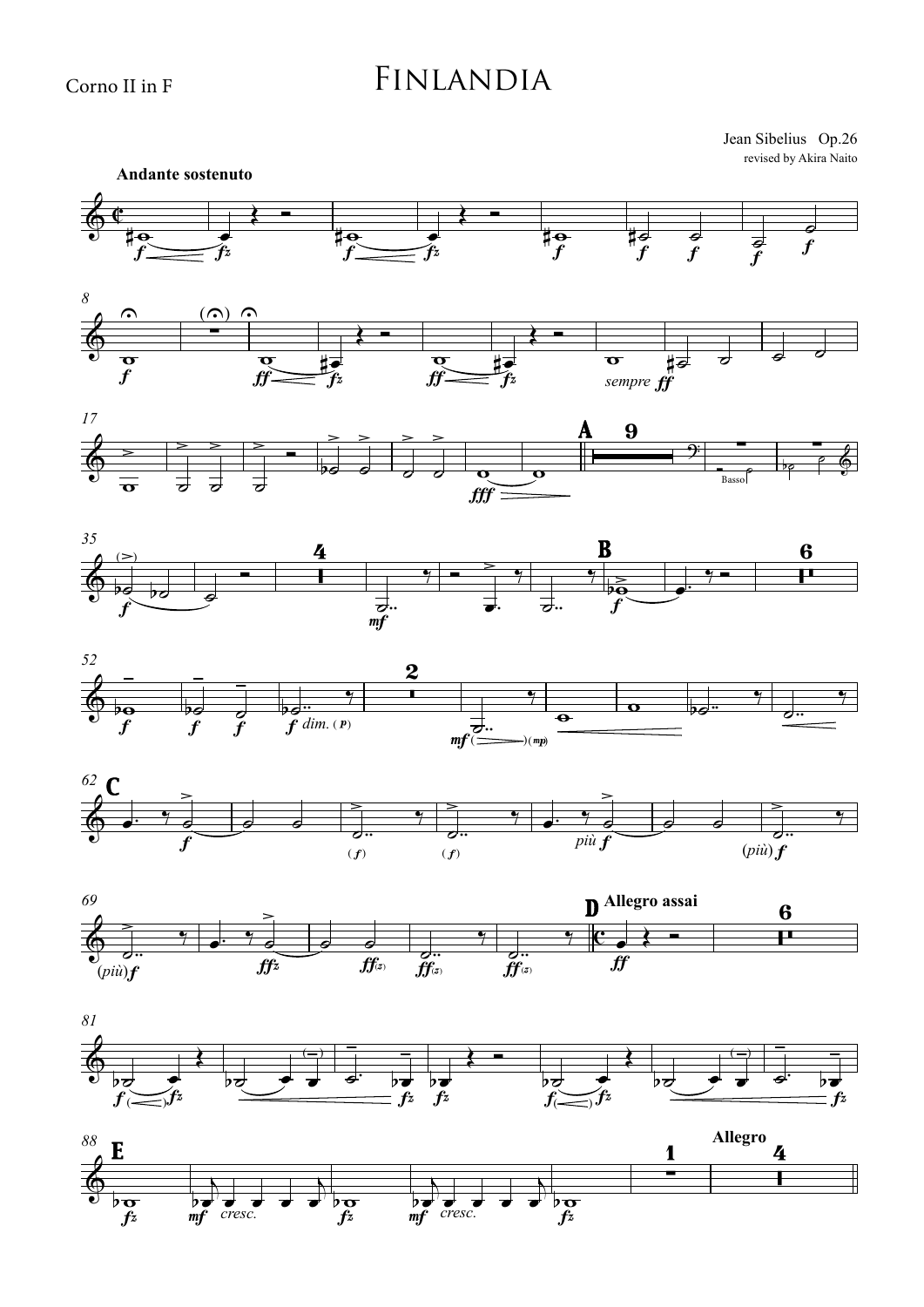Corno II in F

# Finlandia

Jean Sibelius Op.26

revised by Akira Naito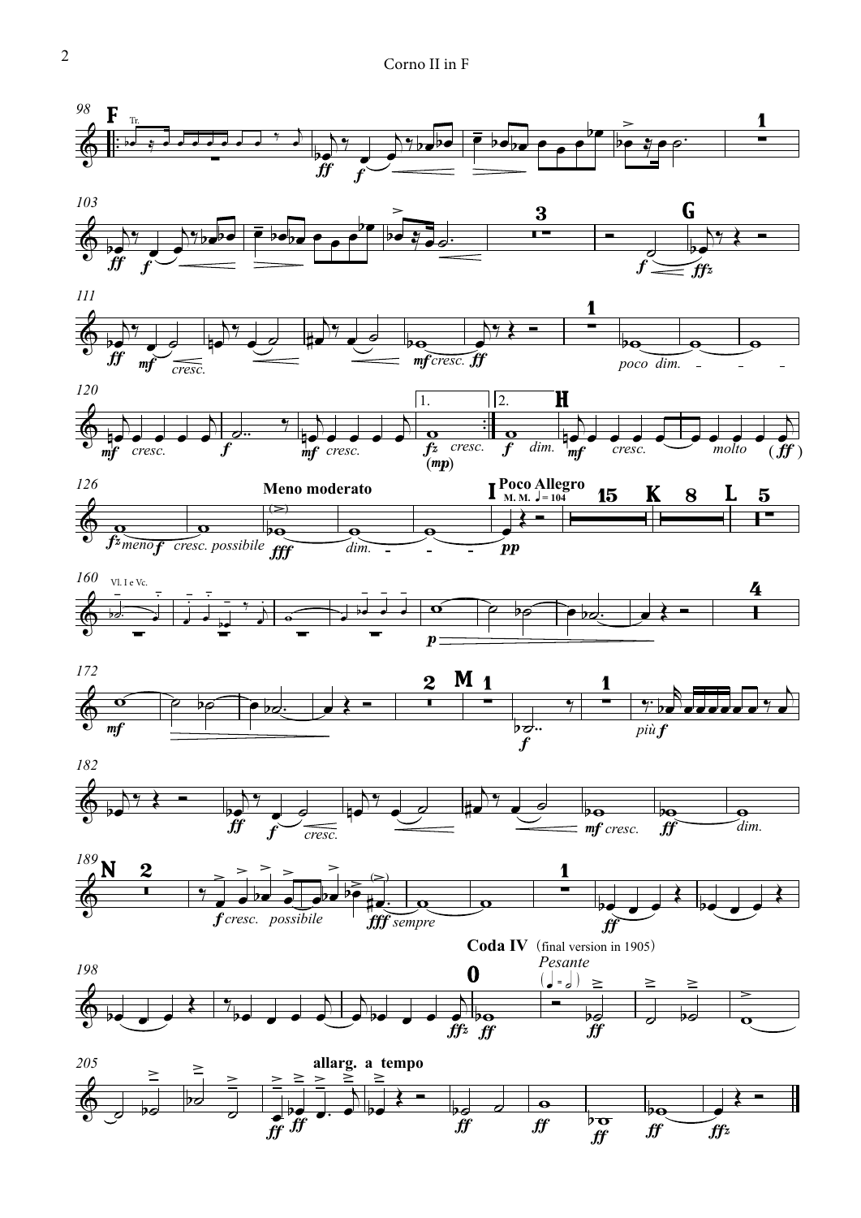Meno moderato

Poco Allegro M. M. ♩ = 104

Coda IV (final version in 1905)

*Pesante*

allarg. a tempo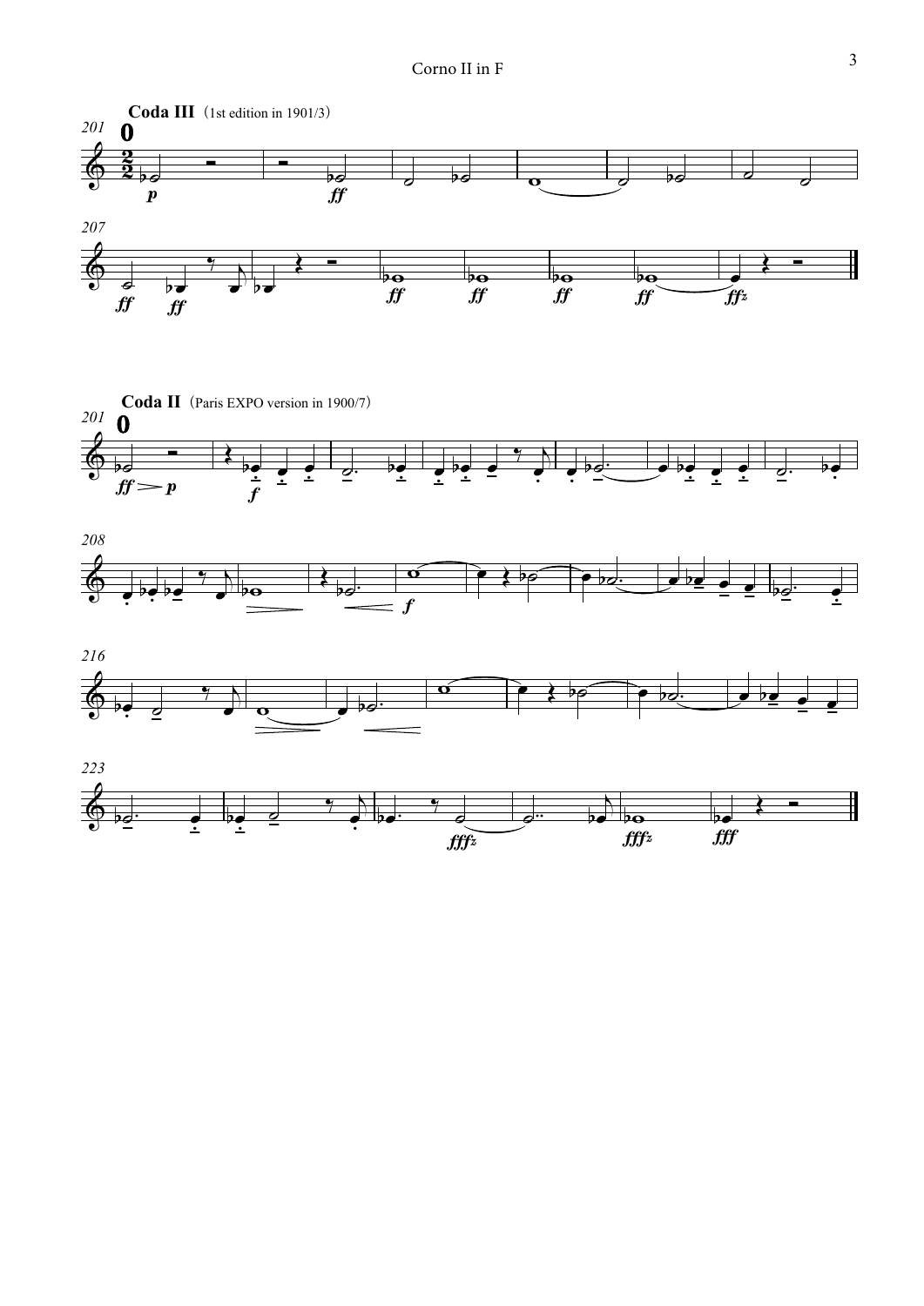**Coda III**（1st edition in 1901/3）

**Coda II**（Paris EXPO version in 1900/7）